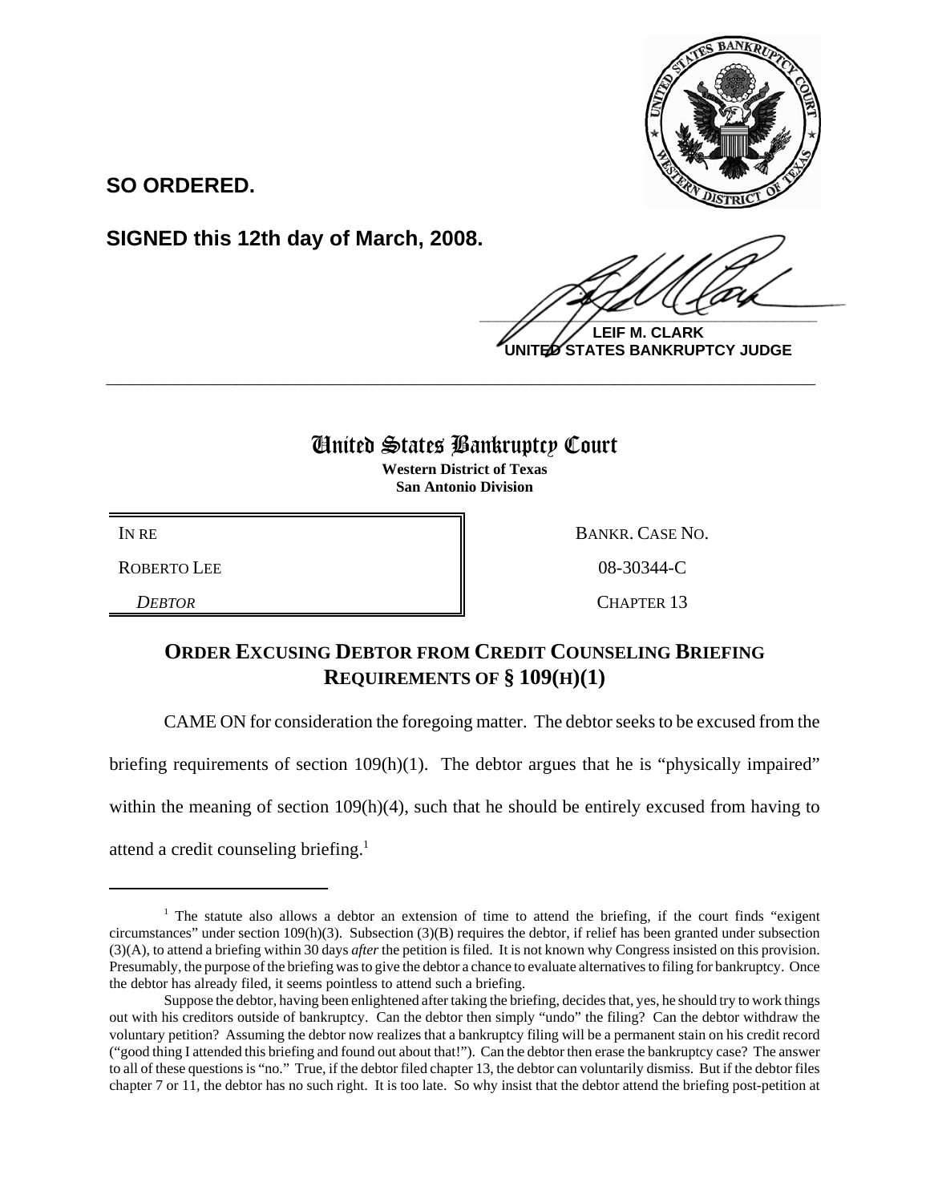**SO ORDERED.**

**SIGNED this 12th day of March, 2008.**

**LEIF M. CLARK**
**UNITED STATES BANKRUPTCY JUDGE**

---

# United States Bankruptcy Court

**Western District of Texas**
**San Antonio Division**

| | |
|---|---|
| IN RE | BANKR. CASE NO. |
| ROBERTO LEE | 08-30344-C |
| *DEBTOR* | CHAPTER 13 |

## ORDER EXCUSING DEBTOR FROM CREDIT COUNSELING BRIEFING REQUIREMENTS OF § 109(H)(1)

CAME ON for consideration the foregoing matter. The debtor seeks to be excused from the briefing requirements of section 109(h)(1). The debtor argues that he is "physically impaired" within the meaning of section 109(h)(4), such that he should be entirely excused from having to attend a credit counseling briefing.[1]

---

[1] The statute also allows a debtor an extension of time to attend the briefing, if the court finds "exigent circumstances" under section 109(h)(3). Subsection (3)(B) requires the debtor, if relief has been granted under subsection (3)(A), to attend a briefing within 30 days *after* the petition is filed. It is not known why Congress insisted on this provision. Presumably, the purpose of the briefing was to give the debtor a chance to evaluate alternatives to filing for bankruptcy. Once the debtor has already filed, it seems pointless to attend such a briefing.

Suppose the debtor, having been enlightened after taking the briefing, decides that, yes, he should try to work things out with his creditors outside of bankruptcy. Can the debtor then simply "undo" the filing? Can the debtor withdraw the voluntary petition? Assuming the debtor now realizes that a bankruptcy filing will be a permanent stain on his credit record ("good thing I attended this briefing and found out about that!"). Can the debtor then erase the bankruptcy case? The answer to all of these questions is "no." True, if the debtor filed chapter 13, the debtor can voluntarily dismiss. But if the debtor files chapter 7 or 11, the debtor has no such right. It is too late. So why insist that the debtor attend the briefing post-petition at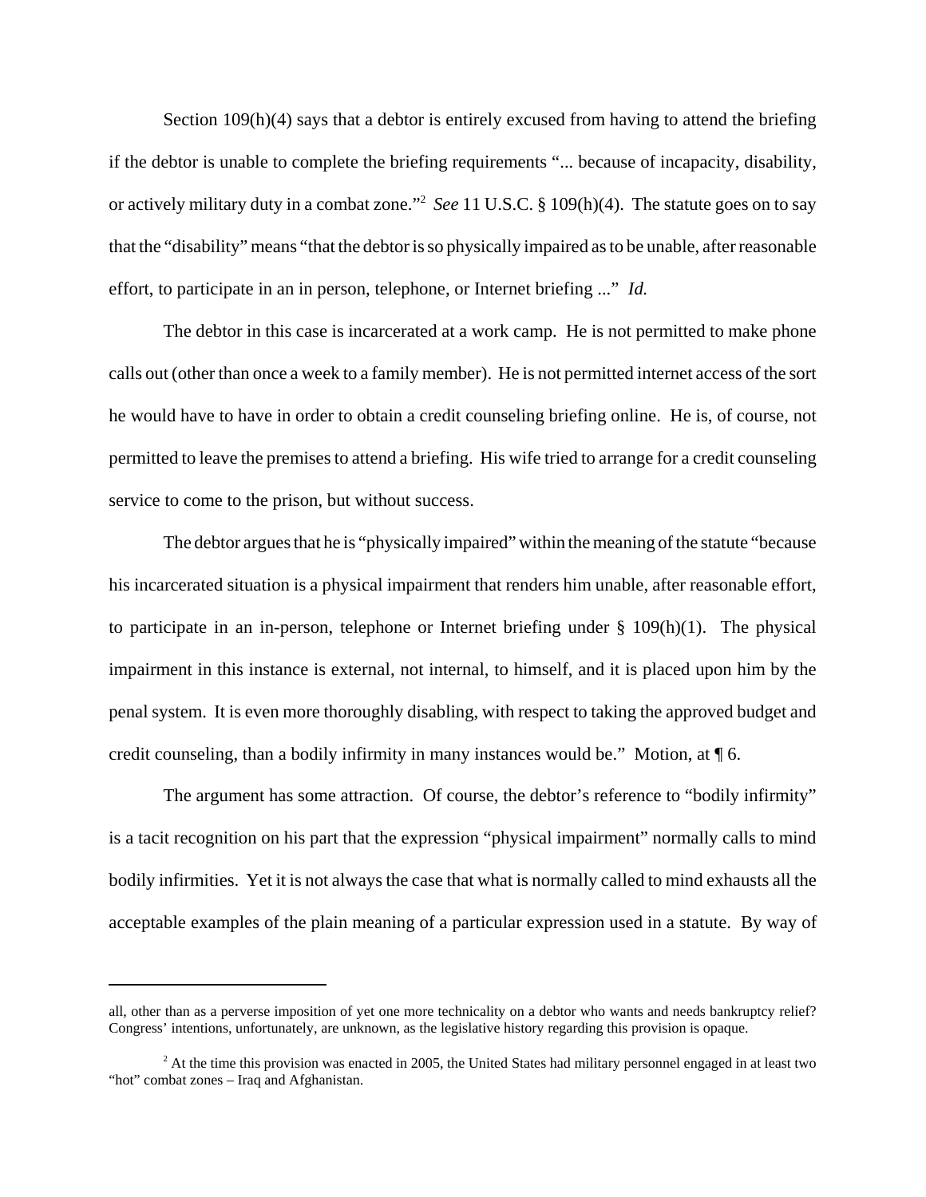Section 109(h)(4) says that a debtor is entirely excused from having to attend the briefing if the debtor is unable to complete the briefing requirements "... because of incapacity, disability, or actively military duty in a combat zone."[2] *See* 11 U.S.C. § 109(h)(4). The statute goes on to say that the "disability" means "that the debtor is so physically impaired as to be unable, after reasonable effort, to participate in an in person, telephone, or Internet briefing ..." *Id.*

The debtor in this case is incarcerated at a work camp. He is not permitted to make phone calls out (other than once a week to a family member). He is not permitted internet access of the sort he would have to have in order to obtain a credit counseling briefing online. He is, of course, not permitted to leave the premises to attend a briefing. His wife tried to arrange for a credit counseling service to come to the prison, but without success.

The debtor argues that he is "physically impaired" within the meaning of the statute "because his incarcerated situation is a physical impairment that renders him unable, after reasonable effort, to participate in an in-person, telephone or Internet briefing under § 109(h)(1). The physical impairment in this instance is external, not internal, to himself, and it is placed upon him by the penal system. It is even more thoroughly disabling, with respect to taking the approved budget and credit counseling, than a bodily infirmity in many instances would be." Motion, at ¶ 6.

The argument has some attraction. Of course, the debtor's reference to "bodily infirmity" is a tacit recognition on his part that the expression "physical impairment" normally calls to mind bodily infirmities. Yet it is not always the case that what is normally called to mind exhausts all the acceptable examples of the plain meaning of a particular expression used in a statute. By way of

---

all, other than as a perverse imposition of yet one more technicality on a debtor who wants and needs bankruptcy relief? Congress' intentions, unfortunately, are unknown, as the legislative history regarding this provision is opaque.

[2] At the time this provision was enacted in 2005, the United States had military personnel engaged in at least two "hot" combat zones – Iraq and Afghanistan.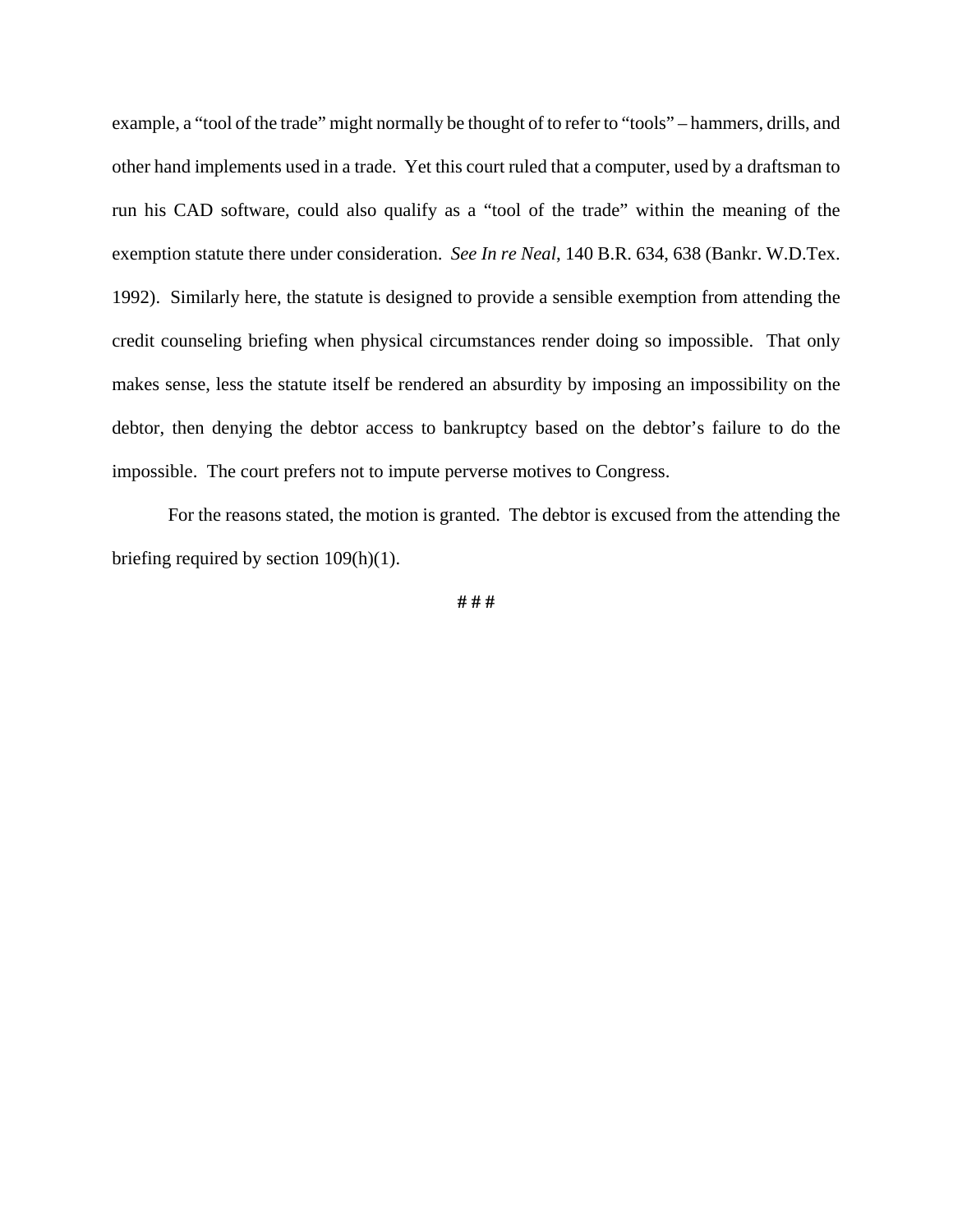example, a "tool of the trade" might normally be thought of to refer to "tools" – hammers, drills, and other hand implements used in a trade. Yet this court ruled that a computer, used by a draftsman to run his CAD software, could also qualify as a "tool of the trade" within the meaning of the exemption statute there under consideration. *See In re Neal*, 140 B.R. 634, 638 (Bankr. W.D.Tex. 1992). Similarly here, the statute is designed to provide a sensible exemption from attending the credit counseling briefing when physical circumstances render doing so impossible. That only makes sense, less the statute itself be rendered an absurdity by imposing an impossibility on the debtor, then denying the debtor access to bankruptcy based on the debtor's failure to do the impossible. The court prefers not to impute perverse motives to Congress.

For the reasons stated, the motion is granted. The debtor is excused from the attending the briefing required by section 109(h)(1).

# # #